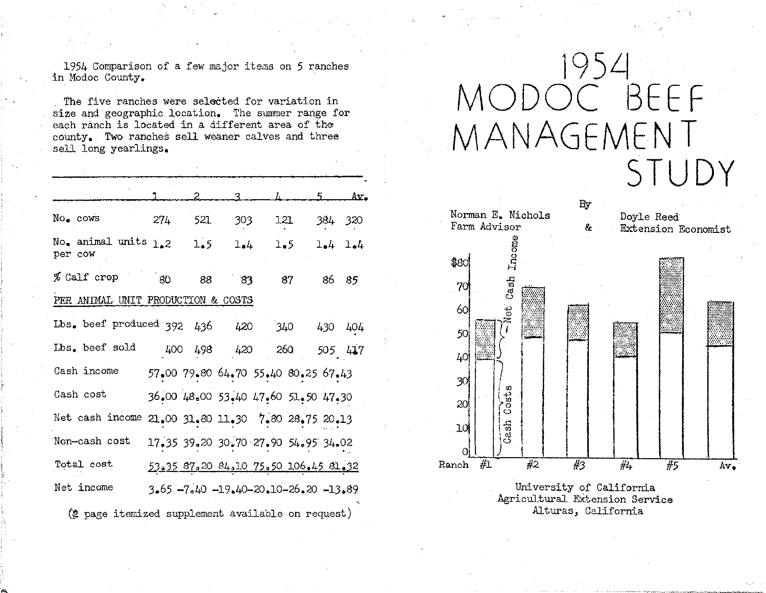1954 Comparison of a few major items on 5 ranches in Modoc County.

The five ranches were selected for variation in size and geographic location. The summer range for each ranch is located in a different area of the county. Two ranches sell weaner calves and three sell long yearlings.

| | 1 | 2 | 3 | 4 | 5 | Av. |
|---|---|---|---|---|---|---|
| No. cows | 274 | 521 | 303 | 121 | 384 | 320 |
| No. animal units per cow | 1.2 | 1.5 | 1.4 | 1.5 | 1.4 | 1.4 |
| % Calf crop | 80 | 88 | 83 | 87 | 86 | 85 |
| PER ANIMAL UNIT PRODUCTION & COSTS | | | | | | |
| Lbs. beef produced | 392 | 436 | 420 | 340 | 430 | 404 |
| Lbs. beef sold | 400 | 498 | 420 | 260 | 505 | 417 |
| Cash income | 57.00 | 79.80 | 64.70 | 55.40 | 80.25 | 67.43 |
| Cash cost | 36.00 | 48.00 | 53.40 | 47.60 | 51.50 | 47.30 |
| Net cash income | 21.00 | 31.80 | 11.30 | 7.80 | 28.75 | 20.13 |
| Non-cash cost | 17.35 | 39.20 | 30.70 | 27.90 | 54.95 | 34.02 |
| Total cost | 53.35 | 87.20 | 84.10 | 75.50 | 106.45 | 81.32 |
| Net income | 3.65 | -7.40 | -19.40 | -20.10 | -26.20 | -13.89 |

(2 page itemized supplement available on request)

# 1954 MODOC BEEF MANAGEMENT STUDY

By

Norman E. Nichols, Farm Advisor & Doyle Reed, Extension Economist

University of California
Agricultural Extension Service
Alturas, California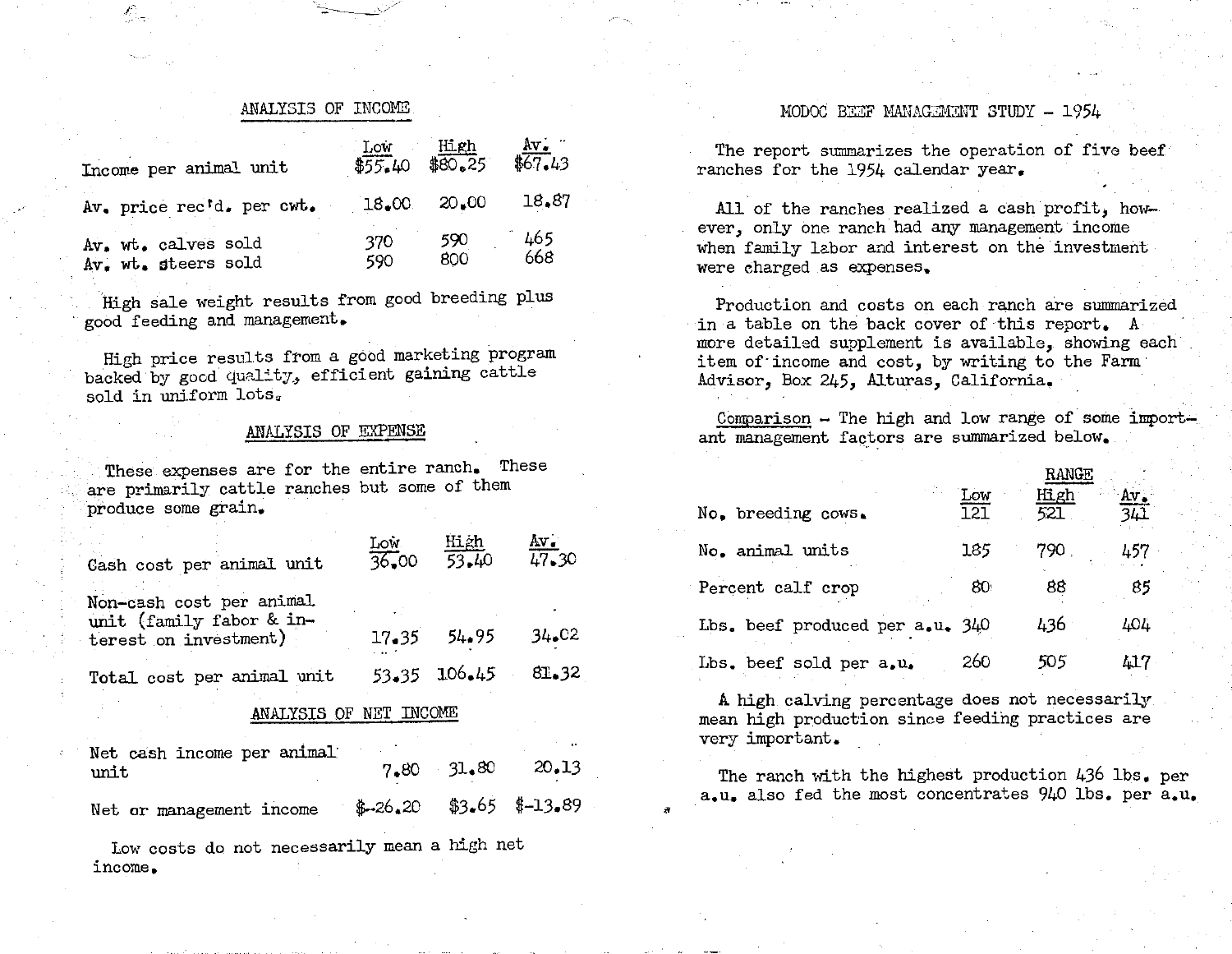## MODOC BEEF MANAGEMENT STUDY - 1954

The report summarizes the operation of five beef ranches for the 1954 calendar year.

All of the ranches realized a cash profit, however, only one ranch had any management income when family labor and interest on the investment were charged as expenses.

Production and costs on each ranch are summarized in a table on the back cover of this report. A more detailed supplement is available, showing each item of income and cost, by writing to the Farm Advisor, Box 245, Alturas, California.

Comparison - The high and low range of some important management factors are summarized below.

| | RANGE | | |
|---|---|---|---|
| | Low | High | Av. |
| No. breeding cows. | 121 | 521 | 341 |
| No. animal units | 185 | 790 | 457 |
| Percent calf crop | 80 | 88 | 85 |
| Lbs. beef produced per a.u. | 340 | 436 | 404 |
| Lbs. beef sold per a.u. | 260 | 505 | 417 |

A high calving percentage does not necessarily mean high production since feeding practices are very important.

The ranch with the highest production 436 lbs. per a.u. also fed the most concentrates 940 lbs. per a.u.

## ANALYSIS OF INCOME

| | Low | High | Av. |
|---|---|---|---|
| Income per animal unit | $55.40 | $80.25 | $67.43 |
| Av. price rec'd. per cwt. | 18.00 | 20.00 | 18.87 |
| Av. wt. calves sold | 370 | 590 | 465 |
| Av. wt. steers sold | 590 | 800 | 668 |

High sale weight results from good breeding plus good feeding and management.

High price results from a good marketing program backed by good quality, efficient gaining cattle sold in uniform lots.

## ANALYSIS OF EXPENSE

These expenses are for the entire ranch. These are primarily cattle ranches but some of them produce some grain.

| | Low | High | Av. |
|---|---|---|---|
| Cash cost per animal unit | 36.00 | 53.40 | 47.30 |
| Non-cash cost per animal unit (family fabor & interest on investment) | 17.35 | 54.95 | 34.02 |
| Total cost per animal unit | 53.35 | 106.45 | 81.32 |

## ANALYSIS OF NET INCOME

| | | | |
|---|---|---|---|
| Net cash income per animal unit | 7.80 | 31.80 | 20.13 |
| Net or management income | $-26.20 | $3.65 | $-13.89 |

Low costs do not necessarily mean a high net income.